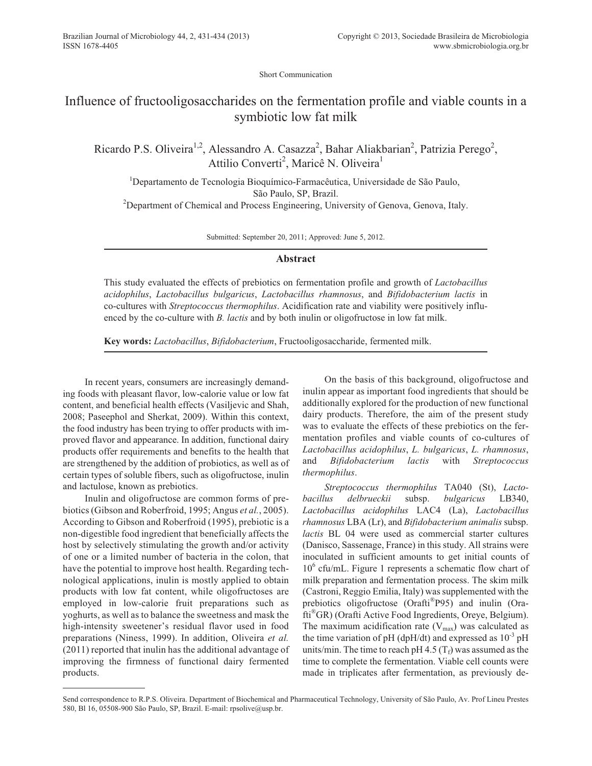Short Communication

# Influence of fructooligosaccharides on the fermentation profile and viable counts in a symbiotic low fat milk

Ricardo P.S. Oliveira[1,2], Alessandro A. Casazza[2], Bahar Aliakbarian[2], Patrizia Perego[2], Attilio Converti[2], Maricê N. Oliveira[1]

[1]Departamento de Tecnologia Bioquímico-Farmacêutica, Universidade de São Paulo, São Paulo, SP, Brazil.
[2]Department of Chemical and Process Engineering, University of Genova, Genova, Italy.

Submitted: September 20, 2011; Approved: June 5, 2012.

## Abstract

This study evaluated the effects of prebiotics on fermentation profile and growth of *Lactobacillus acidophilus*, *Lactobacillus bulgaricus*, *Lactobacillus rhamnosus*, and *Bifidobacterium lactis* in co-cultures with *Streptococcus thermophilus*. Acidification rate and viability were positively influenced by the co-culture with *B. lactis* and by both inulin or oligofructose in low fat milk.

**Key words:** *Lactobacillus*, *Bifidobacterium*, Fructooligosaccharide, fermented milk.

In recent years, consumers are increasingly demanding foods with pleasant flavor, low-calorie value or low fat content, and beneficial health effects (Vasiljevic and Shah, 2008; Paseephol and Sherkat, 2009). Within this context, the food industry has been trying to offer products with improved flavor and appearance. In addition, functional dairy products offer requirements and benefits to the health that are strengthened by the addition of probiotics, as well as of certain types of soluble fibers, such as oligofructose, inulin and lactulose, known as prebiotics.

Inulin and oligofructose are common forms of prebiotics (Gibson and Roberfroid, 1995; Angus *et al.*, 2005). According to Gibson and Roberfroid (1995), prebiotic is a non-digestible food ingredient that beneficially affects the host by selectively stimulating the growth and/or activity of one or a limited number of bacteria in the colon, that have the potential to improve host health. Regarding technological applications, inulin is mostly applied to obtain products with low fat content, while oligofructoses are employed in low-calorie fruit preparations such as yoghurts, as well as to balance the sweetness and mask the high-intensity sweetener's residual flavor used in food preparations (Niness, 1999). In addition, Oliveira *et al.* (2011) reported that inulin has the additional advantage of improving the firmness of functional dairy fermented products.

On the basis of this background, oligofructose and inulin appear as important food ingredients that should be additionally explored for the production of new functional dairy products. Therefore, the aim of the present study was to evaluate the effects of these prebiotics on the fermentation profiles and viable counts of co-cultures of *Lactobacillus acidophilus*, *L. bulgaricus*, *L. rhamnosus*, and *Bifidobacterium lactis* with *Streptococcus thermophilus*.

*Streptococcus thermophilus* TA040 (St), *Lactobacillus delbrueckii* subsp. *bulgaricus* LB340, *Lactobacillus acidophilus* LAC4 (La), *Lactobacillus rhamnosus* LBA (Lr), and *Bifidobacterium animalis* subsp. *lactis* BL 04 were used as commercial starter cultures (Danisco, Sassenage, France) in this study. All strains were inoculated in sufficient amounts to get initial counts of $10^6$ cfu/mL. Figure 1 represents a schematic flow chart of milk preparation and fermentation process. The skim milk (Castroni, Reggio Emilia, Italy) was supplemented with the prebiotics oligofructose (Orafti®P95) and inulin (Orafti®GR) (Orafti Active Food Ingredients, Oreye, Belgium). The maximum acidification rate ($V_{max}$) was calculated as the time variation of pH (dpH/dt) and expressed as $10^{-3}$ pH units/min. The time to reach pH 4.5 ($T_f$) was assumed as the time to complete the fermentation. Viable cell counts were made in triplicates after fermentation, as previously de-

Send correspondence to R.P.S. Oliveira. Department of Biochemical and Pharmaceutical Technology, University of São Paulo, Av. Prof Lineu Prestes 580, Bl 16, 05508-900 São Paulo, SP, Brazil. E-mail: rpsolive@usp.br.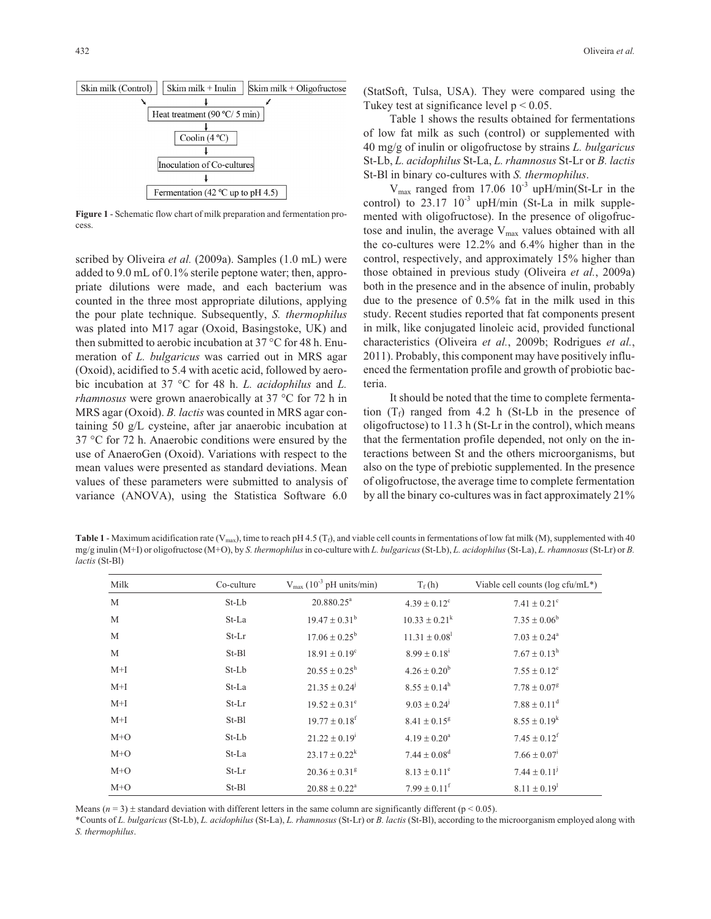Skin milk (Control) | Skim milk + Inulin | Skim milk + Oligofructose

↓

Heat treatment (90 ºC/ 5 min)

↓

Coolin (4 ºC)

↓

Inoculation of Co-cultures

↓

Fermentation (42 ºC up to pH 4.5)

**Figure 1** - Schematic flow chart of milk preparation and fermentation process.

scribed by Oliveira *et al.* (2009a). Samples (1.0 mL) were added to 9.0 mL of 0.1% sterile peptone water; then, appropriate dilutions were made, and each bacterium was counted in the three most appropriate dilutions, applying the pour plate technique. Subsequently, *S. thermophilus* was plated into M17 agar (Oxoid, Basingstoke, UK) and then submitted to aerobic incubation at 37 °C for 48 h. Enumeration of *L. bulgaricus* was carried out in MRS agar (Oxoid), acidified to 5.4 with acetic acid, followed by aerobic incubation at 37 °C for 48 h. *L. acidophilus* and *L. rhamnosus* were grown anaerobically at 37 °C for 72 h in MRS agar (Oxoid). *B. lactis* was counted in MRS agar containing 50 g/L cysteine, after jar anaerobic incubation at 37 °C for 72 h. Anaerobic conditions were ensured by the use of AnaeroGen (Oxoid). Variations with respect to the mean values were presented as standard deviations. Mean values of these parameters were submitted to analysis of variance (ANOVA), using the Statistica Software 6.0 (StatSoft, Tulsa, USA). They were compared using the Tukey test at significance level $p < 0.05$.

Table 1 shows the results obtained for fermentations of low fat milk as such (control) or supplemented with 40 mg/g of inulin or oligofructose by strains *L. bulgaricus* St-Lb, *L. acidophilus* St-La, *L. rhamnosus* St-Lr or *B. lactis* St-Bl in binary co-cultures with *S. thermophilus*.

$V_{max}$ ranged from 17.06 $10^{-3}$ upH/min(St-Lr in the control) to 23.17 $10^{-3}$ upH/min (St-La in milk supplemented with oligofructose). In the presence of oligofructose and inulin, the average $V_{max}$ values obtained with all the co-cultures were 12.2% and 6.4% higher than in the control, respectively, and approximately 15% higher than those obtained in previous study (Oliveira *et al.*, 2009a) both in the presence and in the absence of inulin, probably due to the presence of 0.5% fat in the milk used in this study. Recent studies reported that fat components present in milk, like conjugated linoleic acid, provided functional characteristics (Oliveira *et al.*, 2009b; Rodrigues *et al.*, 2011). Probably, this component may have positively influenced the fermentation profile and growth of probiotic bacteria.

It should be noted that the time to complete fermentation ($T_f$) ranged from 4.2 h (St-Lb in the presence of oligofructose) to 11.3 h (St-Lr in the control), which means that the fermentation profile depended, not only on the interactions between St and the others microorganisms, but also on the type of prebiotic supplemented. In the presence of oligofructose, the average time to complete fermentation by all the binary co-cultures was in fact approximately 21%

**Table 1** - Maximum acidification rate ($V_{max}$), time to reach pH 4.5 ($T_f$), and viable cell counts in fermentations of low fat milk (M), supplemented with 40 mg/g inulin (M+I) or oligofructose (M+O), by *S. thermophilus* in co-culture with *L. bulgaricus* (St-Lb), *L. acidophilus* (St-La), *L. rhamnosus* (St-Lr) or *B. lactis* (St-Bl)

| Milk | Co-culture | $V_{max}$ ($10^{-3}$ pH units/min) | $T_f$ (h) | Viable cell counts (log cfu/mL*) |
|---|---|---|---|---|
| M | St-Lb | $20.880.25^{a}$ | $4.39 \pm 0.12^{c}$ | $7.41 \pm 0.21^{c}$ |
| M | St-La | $19.47 \pm 0.31^{b}$ | $10.33 \pm 0.21^{k}$ | $7.35 \pm 0.06^{b}$ |
| M | St-Lr | $17.06 \pm 0.25^{b}$ | $11.31 \pm 0.08^{l}$ | $7.03 \pm 0.24^{a}$ |
| M | St-Bl | $18.91 \pm 0.19^{c}$ | $8.99 \pm 0.18^{i}$ | $7.67 \pm 0.13^{h}$ |
| M+I | St-Lb | $20.55 \pm 0.25^{h}$ | $4.26 \pm 0.20^{b}$ | $7.55 \pm 0.12^{e}$ |
| M+I | St-La | $21.35 \pm 0.24^{j}$ | $8.55 \pm 0.14^{h}$ | $7.78 \pm 0.07^{g}$ |
| M+I | St-Lr | $19.52 \pm 0.31^{e}$ | $9.03 \pm 0.24^{j}$ | $7.88 \pm 0.11^{d}$ |
| M+I | St-Bl | $19.77 \pm 0.18^{f}$ | $8.41 \pm 0.15^{g}$ | $8.55 \pm 0.19^{k}$ |
| M+O | St-Lb | $21.22 \pm 0.19^{i}$ | $4.19 \pm 0.20^{a}$ | $7.45 \pm 0.12^{f}$ |
| M+O | St-La | $23.17 \pm 0.22^{k}$ | $7.44 \pm 0.08^{d}$ | $7.66 \pm 0.07^{i}$ |
| M+O | St-Lr | $20.36 \pm 0.31^{g}$ | $8.13 \pm 0.11^{e}$ | $7.44 \pm 0.11^{j}$ |
| M+O | St-Bl | $20.88 \pm 0.22^{a}$ | $7.99 \pm 0.11^{f}$ | $8.11 \pm 0.19^{l}$ |

Means ($n = 3$) ± standard deviation with different letters in the same column are significantly different ($p < 0.05$).

*Counts of *L. bulgaricus* (St-Lb), *L. acidophilus* (St-La), *L. rhamnosus* (St-Lr) or *B. lactis* (St-Bl), according to the microorganism employed along with *S. thermophilus*.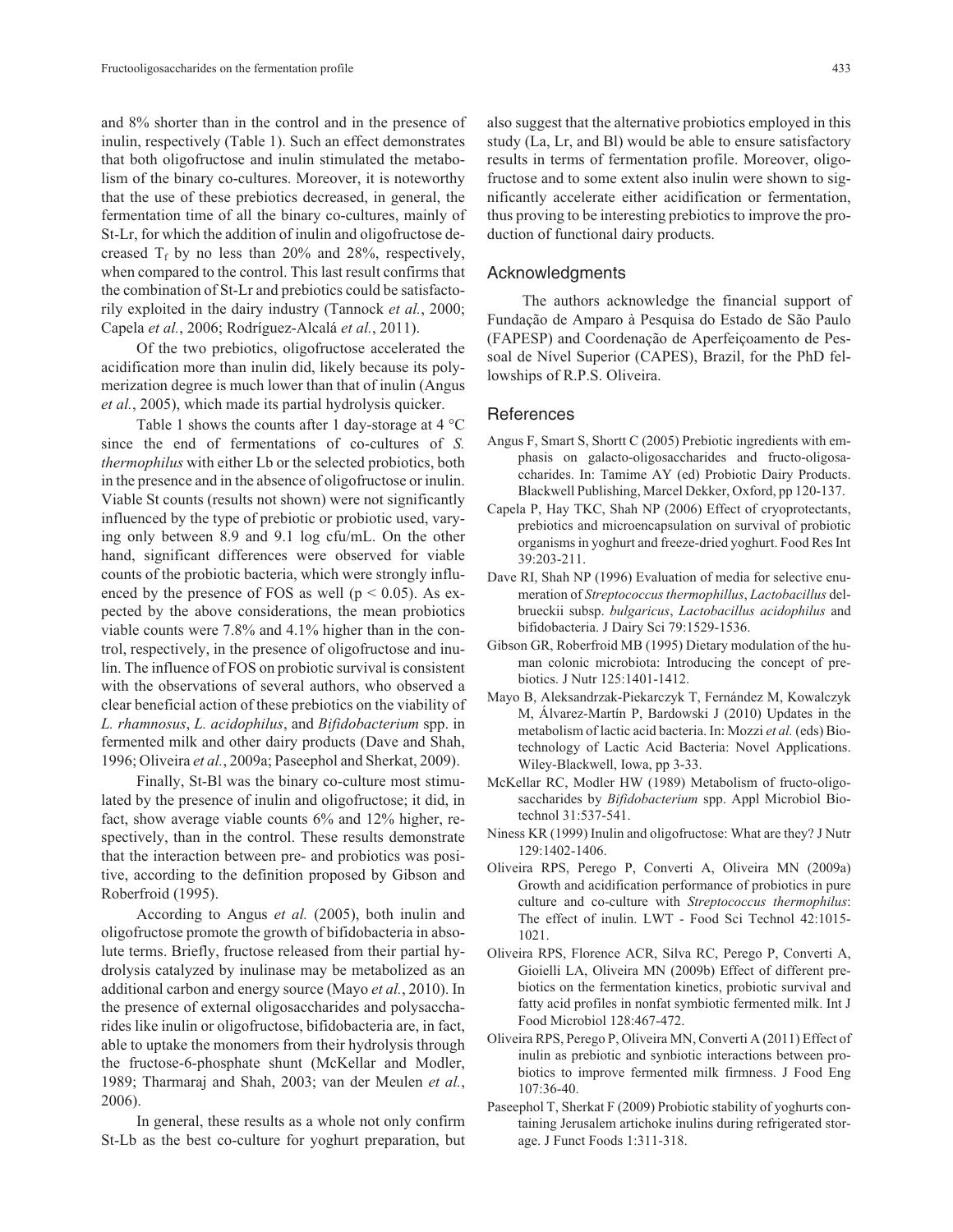and 8% shorter than in the control and in the presence of inulin, respectively (Table 1). Such an effect demonstrates that both oligofructose and inulin stimulated the metabolism of the binary co-cultures. Moreover, it is noteworthy that the use of these prebiotics decreased, in general, the fermentation time of all the binary co-cultures, mainly of St-Lr, for which the addition of inulin and oligofructose decreased $T_f$ by no less than 20% and 28%, respectively, when compared to the control. This last result confirms that the combination of St-Lr and prebiotics could be satisfactorily exploited in the dairy industry (Tannock *et al.*, 2000; Capela *et al.*, 2006; Rodríguez-Alcalá *et al.*, 2011).

Of the two prebiotics, oligofructose accelerated the acidification more than inulin did, likely because its polymerization degree is much lower than that of inulin (Angus *et al.*, 2005), which made its partial hydrolysis quicker.

Table 1 shows the counts after 1 day-storage at 4 °C since the end of fermentations of co-cultures of *S. thermophilus* with either Lb or the selected probiotics, both in the presence and in the absence of oligofructose or inulin. Viable St counts (results not shown) were not significantly influenced by the type of prebiotic or probiotic used, varying only between 8.9 and 9.1 log cfu/mL. On the other hand, significant differences were observed for viable counts of the probiotic bacteria, which were strongly influenced by the presence of FOS as well ($p < 0.05$). As expected by the above considerations, the mean probiotics viable counts were 7.8% and 4.1% higher than in the control, respectively, in the presence of oligofructose and inulin. The influence of FOS on probiotic survival is consistent with the observations of several authors, who observed a clear beneficial action of these prebiotics on the viability of *L. rhamnosus*, *L. acidophilus*, and *Bifidobacterium* spp. in fermented milk and other dairy products (Dave and Shah, 1996; Oliveira *et al.*, 2009a; Paseephol and Sherkat, 2009).

Finally, St-Bl was the binary co-culture most stimulated by the presence of inulin and oligofructose; it did, in fact, show average viable counts 6% and 12% higher, respectively, than in the control. These results demonstrate that the interaction between pre- and probiotics was positive, according to the definition proposed by Gibson and Roberfroid (1995).

According to Angus *et al.* (2005), both inulin and oligofructose promote the growth of bifidobacteria in absolute terms. Briefly, fructose released from their partial hydrolysis catalyzed by inulinase may be metabolized as an additional carbon and energy source (Mayo *et al.*, 2010). In the presence of external oligosaccharides and polysaccharides like inulin or oligofructose, bifidobacteria are, in fact, able to uptake the monomers from their hydrolysis through the fructose-6-phosphate shunt (McKellar and Modler, 1989; Tharmaraj and Shah, 2003; van der Meulen *et al.*, 2006).

In general, these results as a whole not only confirm St-Lb as the best co-culture for yoghurt preparation, but also suggest that the alternative probiotics employed in this study (La, Lr, and Bl) would be able to ensure satisfactory results in terms of fermentation profile. Moreover, oligofructose and to some extent also inulin were shown to significantly accelerate either acidification or fermentation, thus proving to be interesting prebiotics to improve the production of functional dairy products.

## Acknowledgments

The authors acknowledge the financial support of Fundação de Amparo à Pesquisa do Estado de São Paulo (FAPESP) and Coordenação de Aperfeiçoamento de Pessoal de Nível Superior (CAPES), Brazil, for the PhD fellowships of R.P.S. Oliveira.

## References

- Angus F, Smart S, Shortt C (2005) Prebiotic ingredients with emphasis on galacto-oligosaccharides and fructo-oligosaccharides. In: Tamime AY (ed) Probiotic Dairy Products. Blackwell Publishing, Marcel Dekker, Oxford, pp 120-137.
- Capela P, Hay TKC, Shah NP (2006) Effect of cryoprotectants, prebiotics and microencapsulation on survival of probiotic organisms in yoghurt and freeze-dried yoghurt. Food Res Int 39:203-211.
- Dave RI, Shah NP (1996) Evaluation of media for selective enumeration of *Streptococcus thermophillus*, *Lactobacillus* delbrueckii subsp. *bulgaricus*, *Lactobacillus acidophilus* and bifidobacteria. J Dairy Sci 79:1529-1536.
- Gibson GR, Roberfroid MB (1995) Dietary modulation of the human colonic microbiota: Introducing the concept of prebiotics. J Nutr 125:1401-1412.
- Mayo B, Aleksandrzak-Piekarczyk T, Fernández M, Kowalczyk M, Álvarez-Martín P, Bardowski J (2010) Updates in the metabolism of lactic acid bacteria. In: Mozzi *et al.* (eds) Biotechnology of Lactic Acid Bacteria: Novel Applications. Wiley-Blackwell, Iowa, pp 3-33.
- McKellar RC, Modler HW (1989) Metabolism of fructo-oligosaccharides by *Bifidobacterium* spp. Appl Microbiol Biotechnol 31:537-541.
- Niness KR (1999) Inulin and oligofructose: What are they? J Nutr 129:1402-1406.
- Oliveira RPS, Perego P, Converti A, Oliveira MN (2009a) Growth and acidification performance of probiotics in pure culture and co-culture with *Streptococcus thermophilus*: The effect of inulin. LWT - Food Sci Technol 42:1015-1021.
- Oliveira RPS, Florence ACR, Silva RC, Perego P, Converti A, Gioielli LA, Oliveira MN (2009b) Effect of different prebiotics on the fermentation kinetics, probiotic survival and fatty acid profiles in nonfat symbiotic fermented milk. Int J Food Microbiol 128:467-472.
- Oliveira RPS, Perego P, Oliveira MN, Converti A (2011) Effect of inulin as prebiotic and synbiotic interactions between probiotics to improve fermented milk firmness. J Food Eng 107:36-40.
- Paseephol T, Sherkat F (2009) Probiotic stability of yoghurts containing Jerusalem artichoke inulins during refrigerated storage. J Funct Foods 1:311-318.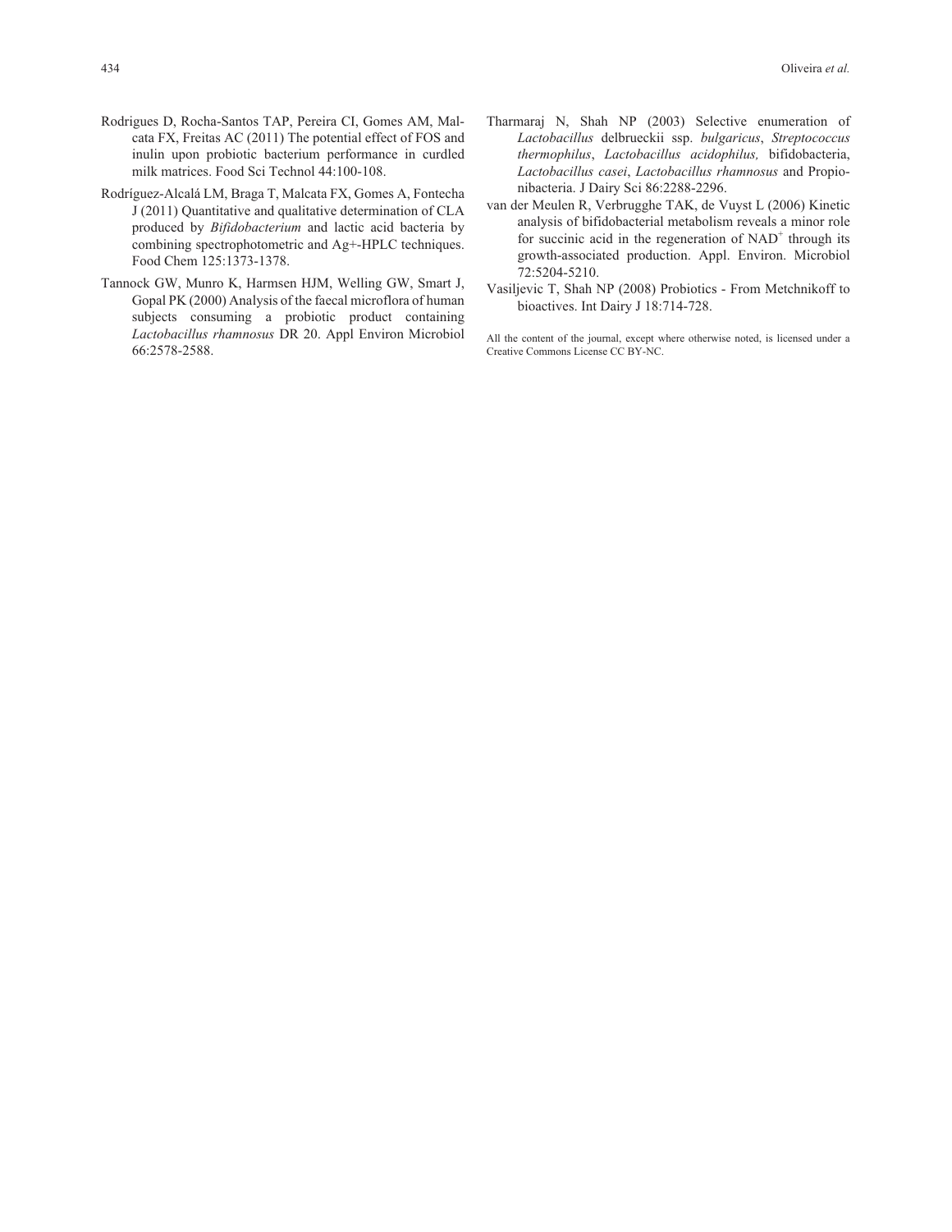Rodrigues D, Rocha-Santos TAP, Pereira CI, Gomes AM, Malcata FX, Freitas AC (2011) The potential effect of FOS and inulin upon probiotic bacterium performance in curdled milk matrices. Food Sci Technol 44:100-108.

Rodríguez-Alcalá LM, Braga T, Malcata FX, Gomes A, Fontecha J (2011) Quantitative and qualitative determination of CLA produced by *Bifidobacterium* and lactic acid bacteria by combining spectrophotometric and Ag+-HPLC techniques. Food Chem 125:1373-1378.

Tannock GW, Munro K, Harmsen HJM, Welling GW, Smart J, Gopal PK (2000) Analysis of the faecal microflora of human subjects consuming a probiotic product containing *Lactobacillus rhamnosus* DR 20. Appl Environ Microbiol 66:2578-2588.

Tharmaraj N, Shah NP (2003) Selective enumeration of *Lactobacillus* delbrueckii ssp. *bulgaricus*, *Streptococcus thermophilus*, *Lactobacillus acidophilus,* bifidobacteria, *Lactobacillus casei*, *Lactobacillus rhamnosus* and Propionibacteria. J Dairy Sci 86:2288-2296.

van der Meulen R, Verbrugghe TAK, de Vuyst L (2006) Kinetic analysis of bifidobacterial metabolism reveals a minor role for succinic acid in the regeneration of $NAD^+$ through its growth-associated production. Appl. Environ. Microbiol 72:5204-5210.

Vasiljevic T, Shah NP (2008) Probiotics - From Metchnikoff to bioactives. Int Dairy J 18:714-728.

All the content of the journal, except where otherwise noted, is licensed under a Creative Commons License CC BY-NC.